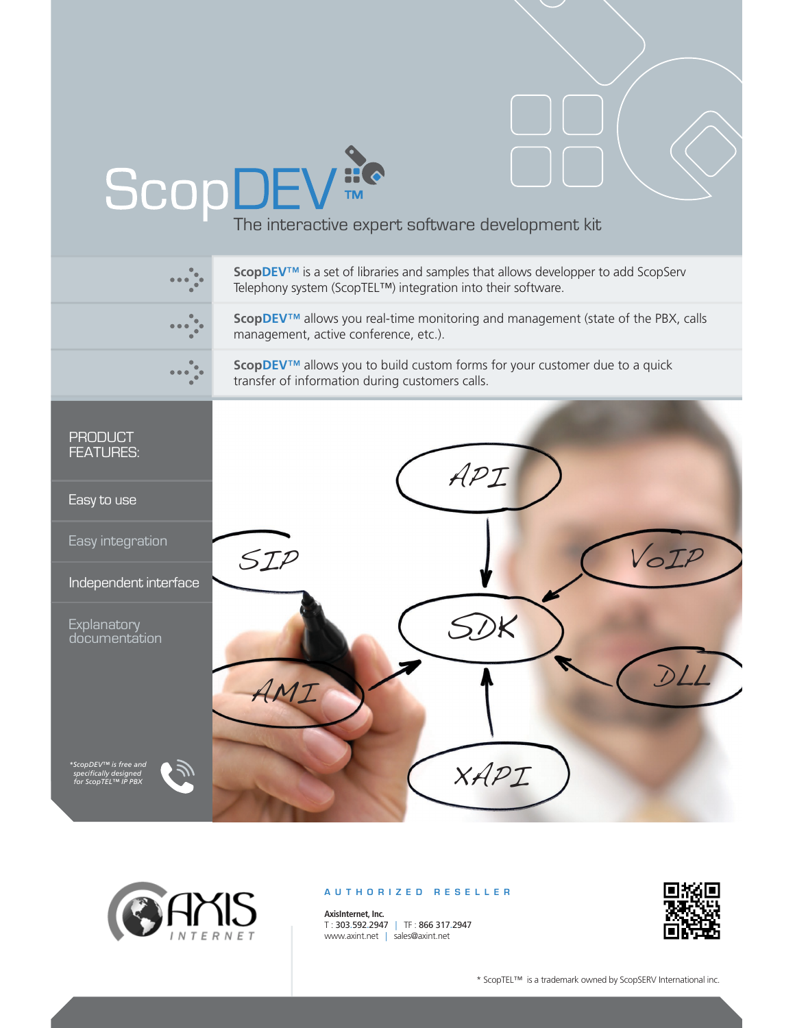# ScopDEV™

The interactive expert software development kit

**ScopDEV™** is a set of libraries and samples that allows developper to add ScopServ Telephony system (ScopTEL™) integration into their software.

**ScopDEV™** allows you real-time monitoring and management (state of the PBX, calls management, active conference, etc.).

**ScopDEV™** allows you to build custom forms for your customer due to a quick transfer of information during customers calls.

## PRODUCT FEATURES:

- Easy to use
- Easy integration
- Independent interface
- Explanatory documentation

*\*ScopDEV™ is free and specifically designed for ScopTEL™ IP PBX*

AUTHORIZED RESELLER

**AxisInternet, Inc.**
T : 303.592.2947 | TF : 866 317.2947
www.axint.net | sales@axint.net

\* ScopTEL™ is a trademark owned by ScopSERV International inc.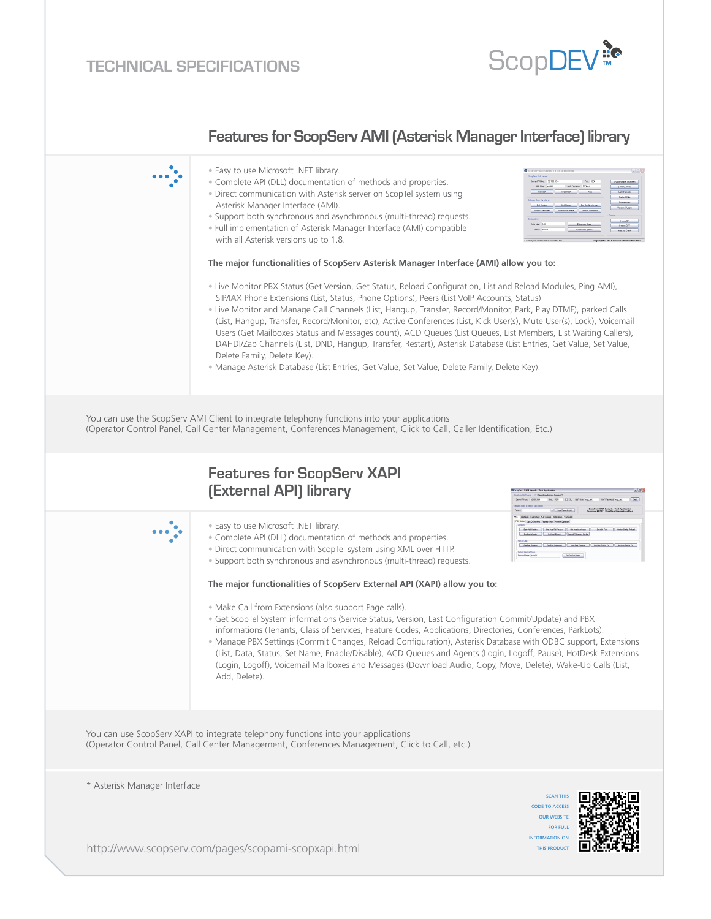# TECHNICAL SPECIFICATIONS

## Features for ScopServ AMI (Asterisk Manager Interface) library

- Easy to use Microsoft .NET library.
- Complete API (DLL) documentation of methods and properties.
- Direct communication with Asterisk server on ScopTel system using Asterisk Manager Interface (AMI).
- Support both synchronous and asynchronous (multi-thread) requests.
- Full implementation of Asterisk Manager Interface (AMI) compatible with all Asterisk versions up to 1.8.

**The major functionalities of ScopServ Asterisk Manager Interface (AMI) allow you to:**

- Live Monitor PBX Status (Get Version, Get Status, Reload Configuration, List and Reload Modules, Ping AMI), SIP/IAX Phone Extensions (List, Status, Phone Options), Peers (List VoIP Accounts, Status)
- Live Monitor and Manage Call Channels (List, Hangup, Transfer, Record/Monitor, Park, Play DTMF), parked Calls (List, Hangup, Transfer, Record/Monitor, etc), Active Conferences (List, Kick User(s), Mute User(s), Lock), Voicemail Users (Get Mailboxes Status and Messages count), ACD Queues (List Queues, List Members, List Waiting Callers), DAHDI/Zap Channels (List, DND, Hangup, Transfer, Restart), Asterisk Database (List Entries, Get Value, Set Value, Delete Family, Delete Key).
- Manage Asterisk Database (List Entries, Get Value, Set Value, Delete Family, Delete Key).

You can use the ScopServ AMI Client to integrate telephony functions into your applications (Operator Control Panel, Call Center Management, Conferences Management, Click to Call, Caller Identification, Etc.)

## Features for ScopServ XAPI (External API) library

- Easy to use Microsoft .NET library.
- Complete API (DLL) documentation of methods and properties.
- Direct communication with ScopTel system using XML over HTTP.
- Support both synchronous and asynchronous (multi-thread) requests.

**The major functionalities of ScopServ External API (XAPI) allow you to:**

- Make Call from Extensions (also support Page calls).
- Get ScopTel System informations (Service Status, Version, Last Configuration Commit/Update) and PBX informations (Tenants, Class of Services, Feature Codes, Applications, Directories, Conferences, ParkLots).
- Manage PBX Settings (Commit Changes, Reload Configuration), Asterisk Database with ODBC support, Extensions (List, Data, Status, Set Name, Enable/Disable), ACD Queues and Agents (Login, Logoff, Pause), HotDesk Extensions (Login, Logoff), Voicemail Mailboxes and Messages (Download Audio, Copy, Move, Delete), Wake-Up Calls (List, Add, Delete).

You can use ScopServ XAPI to integrate telephony functions into your applications (Operator Control Panel, Call Center Management, Conferences Management, Click to Call, etc.)

* Asterisk Manager Interface

SCAN THIS CODE TO ACCESS OUR WEBSITE FOR FULL INFORMATION ON THIS PRODUCT

http://www.scopserv.com/pages/scopami-scopxapi.html